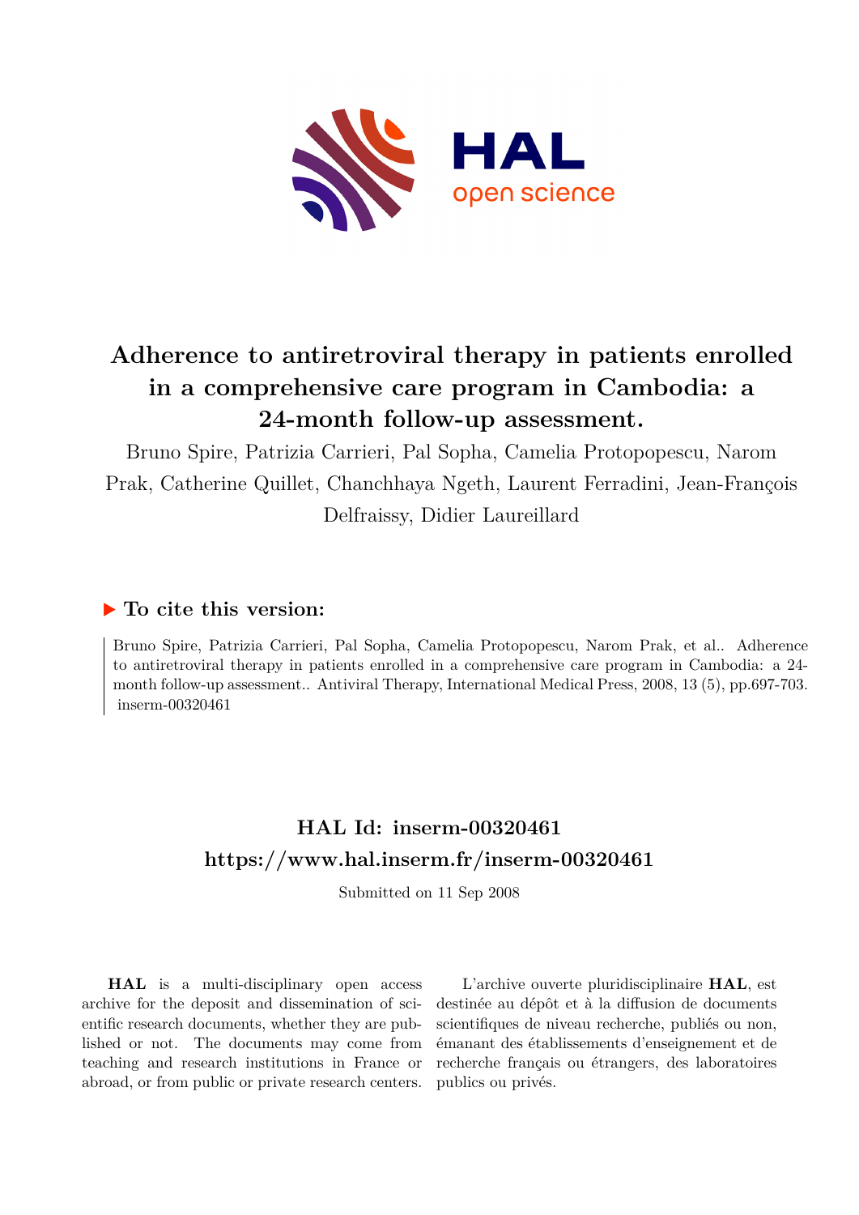# Adherence to antiretroviral therapy in patients enrolled in a comprehensive care program in Cambodia: a 24-month follow-up assessment.

Bruno Spire, Patrizia Carrieri, Pal Sopha, Camelia Protopopescu, Narom Prak, Catherine Quillet, Chanchhaya Ngeth, Laurent Ferradini, Jean-François Delfraissy, Didier Laureillard

## ▶ To cite this version:

Bruno Spire, Patrizia Carrieri, Pal Sopha, Camelia Protopopescu, Narom Prak, et al.. Adherence to antiretroviral therapy in patients enrolled in a comprehensive care program in Cambodia: a 24-month follow-up assessment.. Antiviral Therapy, International Medical Press, 2008, 13 (5), pp.697-703. inserm-00320461

## HAL Id: inserm-00320461

## https://www.hal.inserm.fr/inserm-00320461

Submitted on 11 Sep 2008

**HAL** is a multi-disciplinary open access archive for the deposit and dissemination of scientific research documents, whether they are published or not. The documents may come from teaching and research institutions in France or abroad, or from public or private research centers.

L'archive ouverte pluridisciplinaire **HAL**, est destinée au dépôt et à la diffusion de documents scientifiques de niveau recherche, publiés ou non, émanant des établissements d'enseignement et de recherche français ou étrangers, des laboratoires publics ou privés.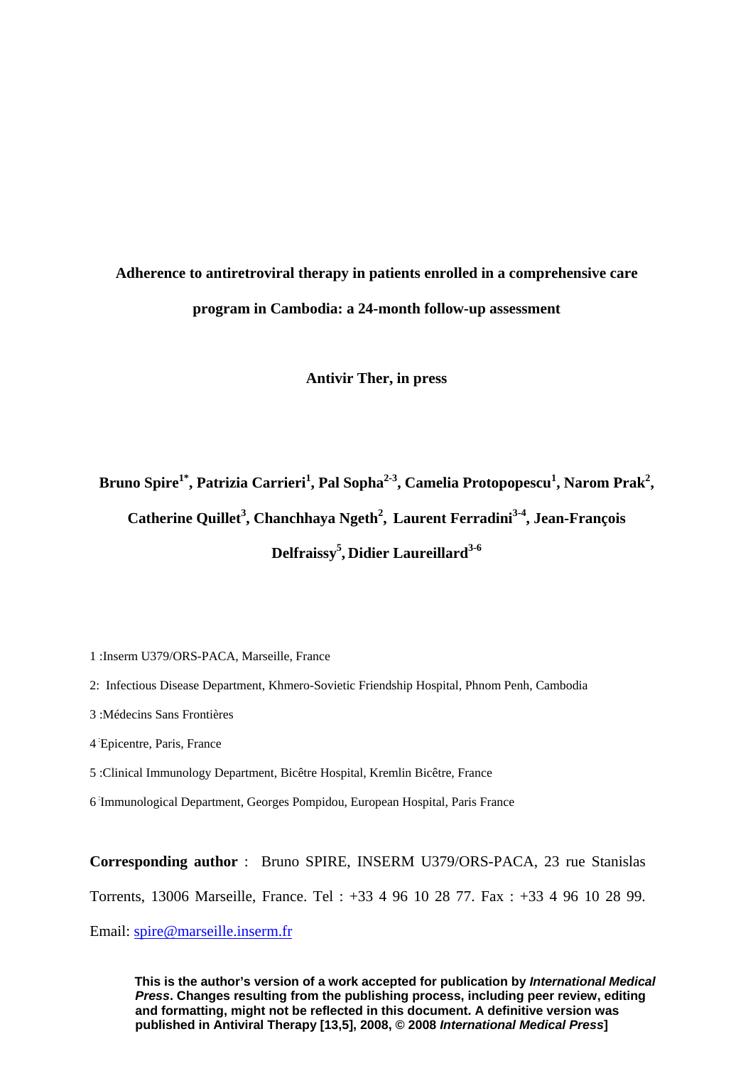# Adherence to antiretroviral therapy in patients enrolled in a comprehensive care program in Cambodia: a 24-month follow-up assessment

**Antivir Ther, in press**

**Bruno Spire[1*], Patrizia Carrieri[1], Pal Sopha[2-3], Camelia Protopopescu[1], Narom Prak[2], Catherine Quillet[3], Chanchhaya Ngeth[2], Laurent Ferradini[3-4], Jean-François Delfraissy[5], Didier Laureillard[3-6]**

1 :Inserm U379/ORS-PACA, Marseille, France

2: Infectious Disease Department, Khmero-Sovietic Friendship Hospital, Phnom Penh, Cambodia

3 :Médecins Sans Frontières

4 :Epicentre, Paris, France

5 :Clinical Immunology Department, Bicêtre Hospital, Kremlin Bicêtre, France

6 :Immunological Department, Georges Pompidou, European Hospital, Paris France

**Corresponding author** : Bruno SPIRE, INSERM U379/ORS-PACA, 23 rue Stanislas Torrents, 13006 Marseille, France. Tel : +33 4 96 10 28 77. Fax : +33 4 96 10 28 99. Email: spire@marseille.inserm.fr

**This is the author's version of a work accepted for publication by *International Medical Press*. Changes resulting from the publishing process, including peer review, editing and formatting, might not be reflected in this document. A definitive version was published in Antiviral Therapy [13,5], 2008, © 2008 *International Medical Press*]**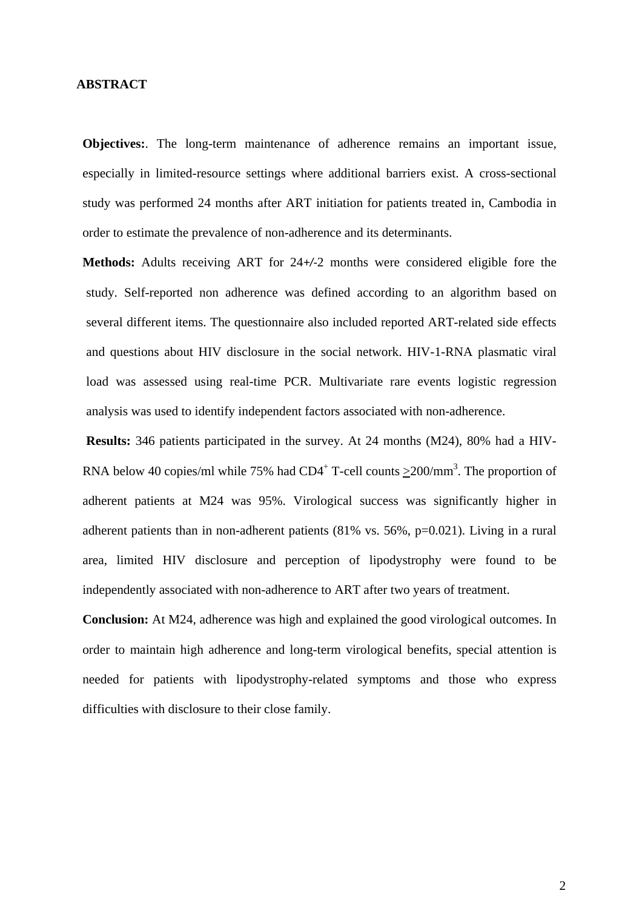## ABSTRACT

**Objectives:**. The long-term maintenance of adherence remains an important issue, especially in limited-resource settings where additional barriers exist. A cross-sectional study was performed 24 months after ART initiation for patients treated in, Cambodia in order to estimate the prevalence of non-adherence and its determinants.

**Methods:** Adults receiving ART for 24+/-2 months were considered eligible fore the study. Self-reported non adherence was defined according to an algorithm based on several different items. The questionnaire also included reported ART-related side effects and questions about HIV disclosure in the social network. HIV-1-RNA plasmatic viral load was assessed using real-time PCR. Multivariate rare events logistic regression analysis was used to identify independent factors associated with non-adherence.

**Results:** 346 patients participated in the survey. At 24 months (M24), 80% had a HIV-RNA below 40 copies/ml while 75% had $CD4^{+}$ T-cell counts $\geq$200/$mm^{3}$. The proportion of adherent patients at M24 was 95%. Virological success was significantly higher in adherent patients than in non-adherent patients (81% vs. 56%, p=0.021). Living in a rural area, limited HIV disclosure and perception of lipodystrophy were found to be independently associated with non-adherence to ART after two years of treatment.

**Conclusion:** At M24, adherence was high and explained the good virological outcomes. In order to maintain high adherence and long-term virological benefits, special attention is needed for patients with lipodystrophy-related symptoms and those who express difficulties with disclosure to their close family.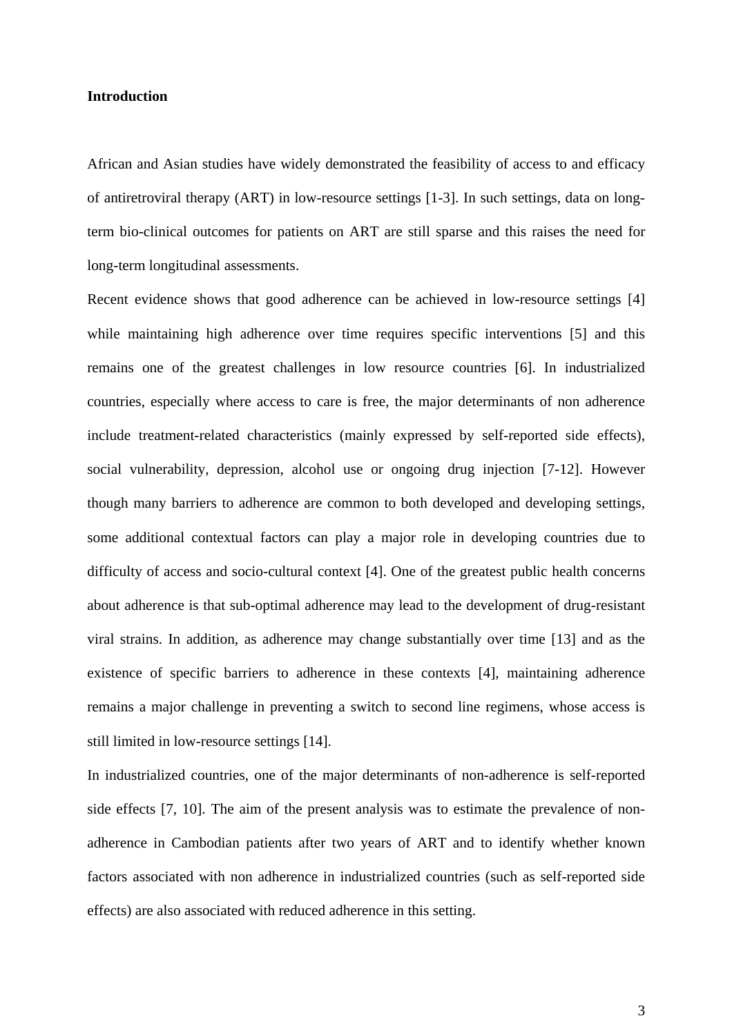## Introduction

African and Asian studies have widely demonstrated the feasibility of access to and efficacy of antiretroviral therapy (ART) in low-resource settings [1-3]. In such settings, data on long-term bio-clinical outcomes for patients on ART are still sparse and this raises the need for long-term longitudinal assessments.

Recent evidence shows that good adherence can be achieved in low-resource settings [4] while maintaining high adherence over time requires specific interventions [5] and this remains one of the greatest challenges in low resource countries [6]. In industrialized countries, especially where access to care is free, the major determinants of non adherence include treatment-related characteristics (mainly expressed by self-reported side effects), social vulnerability, depression, alcohol use or ongoing drug injection [7-12]. However though many barriers to adherence are common to both developed and developing settings, some additional contextual factors can play a major role in developing countries due to difficulty of access and socio-cultural context [4]. One of the greatest public health concerns about adherence is that sub-optimal adherence may lead to the development of drug-resistant viral strains. In addition, as adherence may change substantially over time [13] and as the existence of specific barriers to adherence in these contexts [4], maintaining adherence remains a major challenge in preventing a switch to second line regimens, whose access is still limited in low-resource settings [14].

In industrialized countries, one of the major determinants of non-adherence is self-reported side effects [7, 10]. The aim of the present analysis was to estimate the prevalence of non-adherence in Cambodian patients after two years of ART and to identify whether known factors associated with non adherence in industrialized countries (such as self-reported side effects) are also associated with reduced adherence in this setting.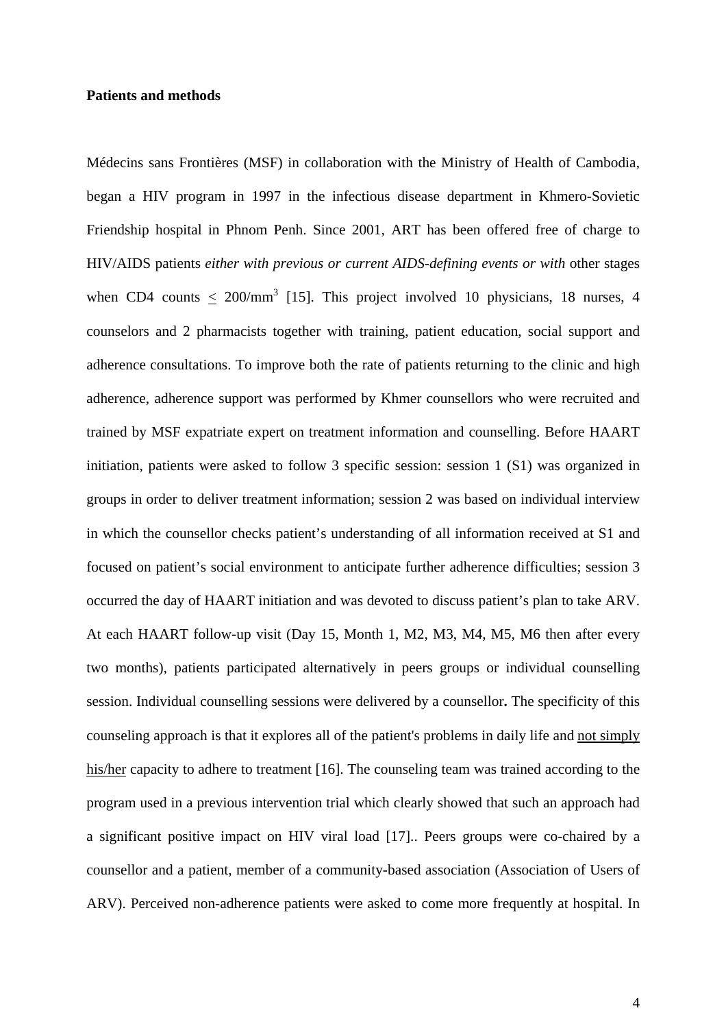**Patients and methods**

Médecins sans Frontières (MSF) in collaboration with the Ministry of Health of Cambodia, began a HIV program in 1997 in the infectious disease department in Khmero-Sovietic Friendship hospital in Phnom Penh. Since 2001, ART has been offered free of charge to HIV/AIDS patients *either with previous or current AIDS-defining events or with* other stages when CD4 counts $\leq$ 200/mm$^3$ [15]. This project involved 10 physicians, 18 nurses, 4 counselors and 2 pharmacists together with training, patient education, social support and adherence consultations. To improve both the rate of patients returning to the clinic and high adherence, adherence support was performed by Khmer counsellors who were recruited and trained by MSF expatriate expert on treatment information and counselling. Before HAART initiation, patients were asked to follow 3 specific session: session 1 (S1) was organized in groups in order to deliver treatment information; session 2 was based on individual interview in which the counsellor checks patient's understanding of all information received at S1 and focused on patient's social environment to anticipate further adherence difficulties; session 3 occurred the day of HAART initiation and was devoted to discuss patient's plan to take ARV. At each HAART follow-up visit (Day 15, Month 1, M2, M3, M4, M5, M6 then after every two months), patients participated alternatively in peers groups or individual counselling session. Individual counselling sessions were delivered by a counsellor**.** The specificity of this counseling approach is that it explores all of the patient's problems in daily life and not simply his/her capacity to adhere to treatment [16]. The counseling team was trained according to the program used in a previous intervention trial which clearly showed that such an approach had a significant positive impact on HIV viral load [17].. Peers groups were co-chaired by a counsellor and a patient, member of a community-based association (Association of Users of ARV). Perceived non-adherence patients were asked to come more frequently at hospital. In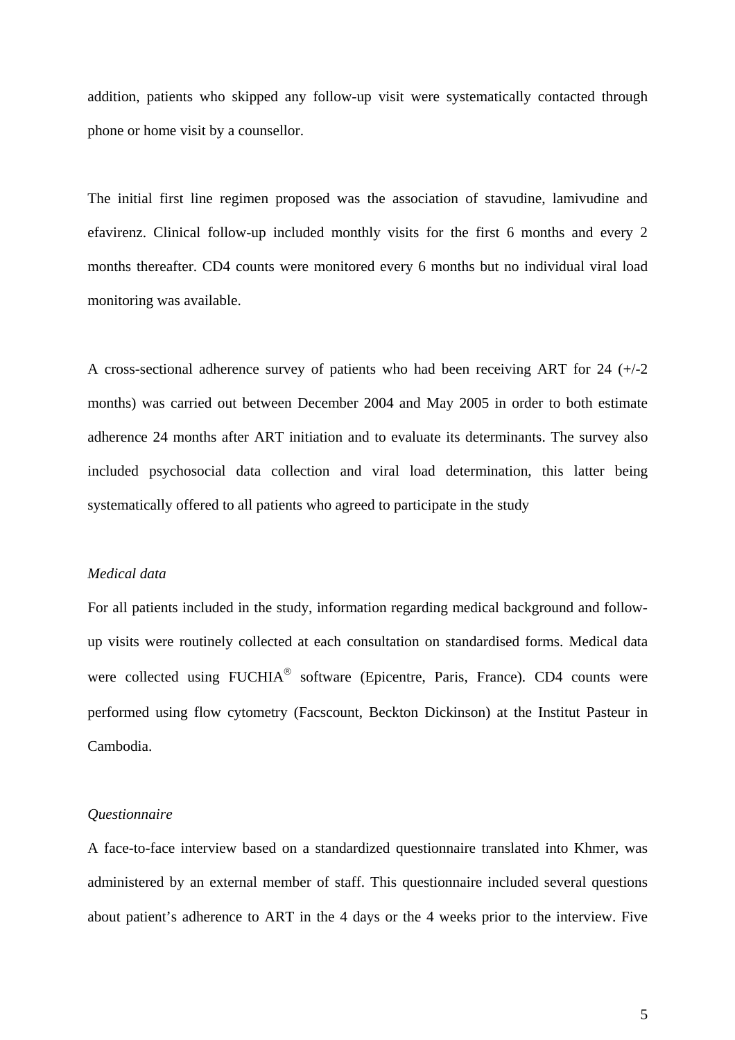addition, patients who skipped any follow-up visit were systematically contacted through phone or home visit by a counsellor.

The initial first line regimen proposed was the association of stavudine, lamivudine and efavirenz. Clinical follow-up included monthly visits for the first 6 months and every 2 months thereafter. CD4 counts were monitored every 6 months but no individual viral load monitoring was available.

A cross-sectional adherence survey of patients who had been receiving ART for 24 (+/-2 months) was carried out between December 2004 and May 2005 in order to both estimate adherence 24 months after ART initiation and to evaluate its determinants. The survey also included psychosocial data collection and viral load determination, this latter being systematically offered to all patients who agreed to participate in the study

*Medical data*

For all patients included in the study, information regarding medical background and follow-up visits were routinely collected at each consultation on standardised forms. Medical data were collected using FUCHIA® software (Epicentre, Paris, France). CD4 counts were performed using flow cytometry (Facscount, Beckton Dickinson) at the Institut Pasteur in Cambodia.

*Questionnaire*

A face-to-face interview based on a standardized questionnaire translated into Khmer, was administered by an external member of staff. This questionnaire included several questions about patient's adherence to ART in the 4 days or the 4 weeks prior to the interview. Five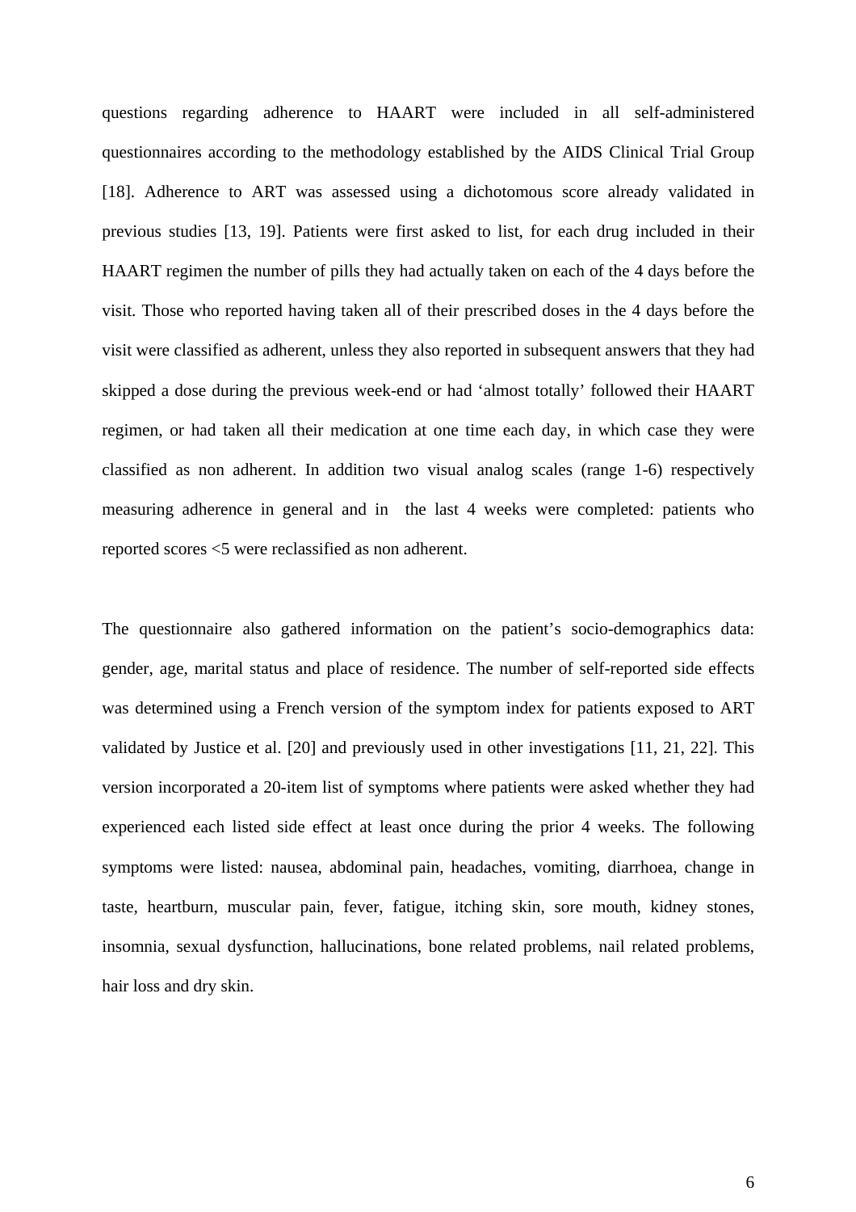questions regarding adherence to HAART were included in all self-administered questionnaires according to the methodology established by the AIDS Clinical Trial Group [18]. Adherence to ART was assessed using a dichotomous score already validated in previous studies [13, 19]. Patients were first asked to list, for each drug included in their HAART regimen the number of pills they had actually taken on each of the 4 days before the visit. Those who reported having taken all of their prescribed doses in the 4 days before the visit were classified as adherent, unless they also reported in subsequent answers that they had skipped a dose during the previous week-end or had 'almost totally' followed their HAART regimen, or had taken all their medication at one time each day, in which case they were classified as non adherent. In addition two visual analog scales (range 1-6) respectively measuring adherence in general and in the last 4 weeks were completed: patients who reported scores <5 were reclassified as non adherent.

The questionnaire also gathered information on the patient's socio-demographics data: gender, age, marital status and place of residence. The number of self-reported side effects was determined using a French version of the symptom index for patients exposed to ART validated by Justice et al. [20] and previously used in other investigations [11, 21, 22]. This version incorporated a 20-item list of symptoms where patients were asked whether they had experienced each listed side effect at least once during the prior 4 weeks. The following symptoms were listed: nausea, abdominal pain, headaches, vomiting, diarrhoea, change in taste, heartburn, muscular pain, fever, fatigue, itching skin, sore mouth, kidney stones, insomnia, sexual dysfunction, hallucinations, bone related problems, nail related problems, hair loss and dry skin.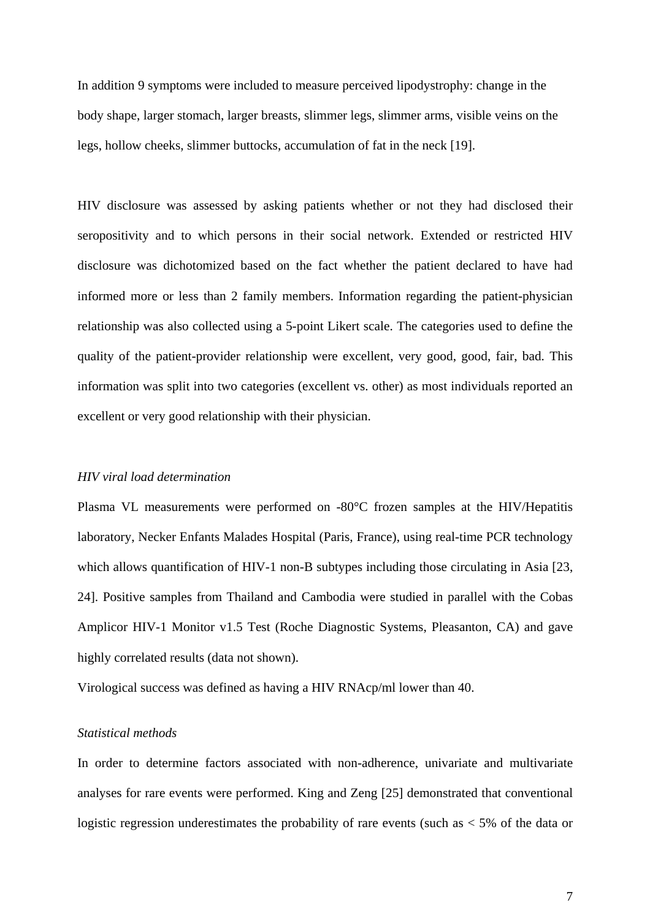In addition 9 symptoms were included to measure perceived lipodystrophy: change in the body shape, larger stomach, larger breasts, slimmer legs, slimmer arms, visible veins on the legs, hollow cheeks, slimmer buttocks, accumulation of fat in the neck [19].

HIV disclosure was assessed by asking patients whether or not they had disclosed their seropositivity and to which persons in their social network. Extended or restricted HIV disclosure was dichotomized based on the fact whether the patient declared to have had informed more or less than 2 family members. Information regarding the patient-physician relationship was also collected using a 5-point Likert scale. The categories used to define the quality of the patient-provider relationship were excellent, very good, good, fair, bad. This information was split into two categories (excellent vs. other) as most individuals reported an excellent or very good relationship with their physician.

*HIV viral load determination*

Plasma VL measurements were performed on -80°C frozen samples at the HIV/Hepatitis laboratory, Necker Enfants Malades Hospital (Paris, France), using real-time PCR technology which allows quantification of HIV-1 non-B subtypes including those circulating in Asia [23, 24]. Positive samples from Thailand and Cambodia were studied in parallel with the Cobas Amplicor HIV-1 Monitor v1.5 Test (Roche Diagnostic Systems, Pleasanton, CA) and gave highly correlated results (data not shown).

Virological success was defined as having a HIV RNAcp/ml lower than 40.

*Statistical methods*

In order to determine factors associated with non-adherence, univariate and multivariate analyses for rare events were performed. King and Zeng [25] demonstrated that conventional logistic regression underestimates the probability of rare events (such as < 5% of the data or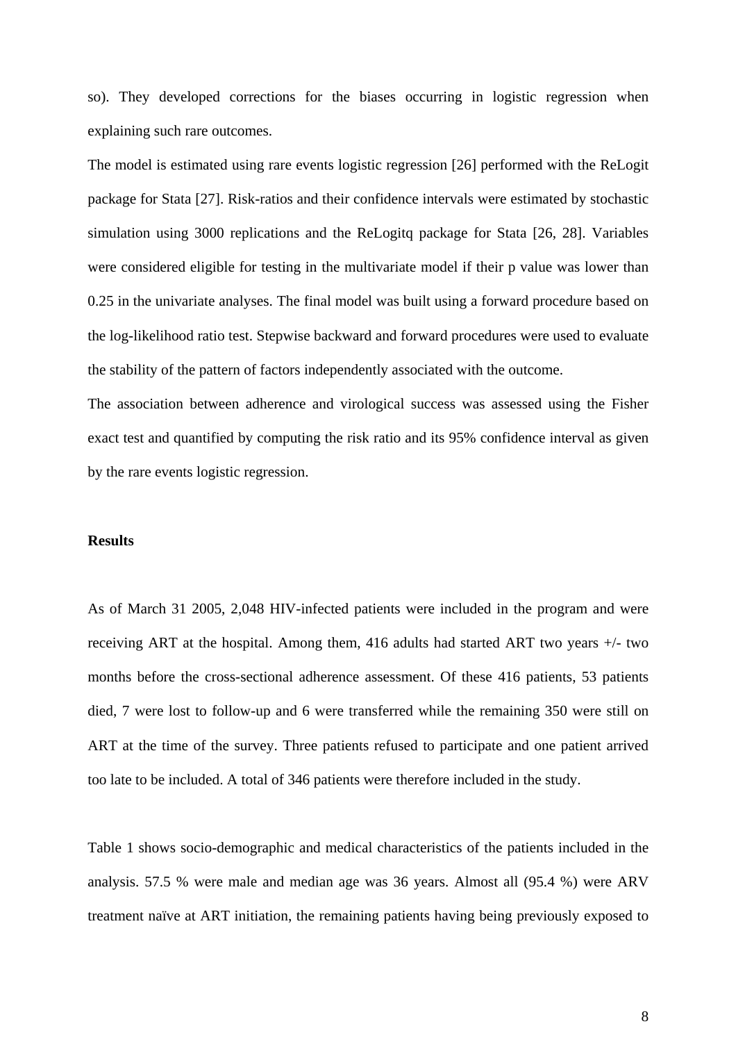so). They developed corrections for the biases occurring in logistic regression when explaining such rare outcomes.

The model is estimated using rare events logistic regression [26] performed with the ReLogit package for Stata [27]. Risk-ratios and their confidence intervals were estimated by stochastic simulation using 3000 replications and the ReLogitq package for Stata [26, 28]. Variables were considered eligible for testing in the multivariate model if their p value was lower than 0.25 in the univariate analyses. The final model was built using a forward procedure based on the log-likelihood ratio test. Stepwise backward and forward procedures were used to evaluate the stability of the pattern of factors independently associated with the outcome.

The association between adherence and virological success was assessed using the Fisher exact test and quantified by computing the risk ratio and its 95% confidence interval as given by the rare events logistic regression.

**Results**

As of March 31 2005, 2,048 HIV-infected patients were included in the program and were receiving ART at the hospital. Among them, 416 adults had started ART two years +/- two months before the cross-sectional adherence assessment. Of these 416 patients, 53 patients died, 7 were lost to follow-up and 6 were transferred while the remaining 350 were still on ART at the time of the survey. Three patients refused to participate and one patient arrived too late to be included. A total of 346 patients were therefore included in the study.

Table 1 shows socio-demographic and medical characteristics of the patients included in the analysis. 57.5 % were male and median age was 36 years. Almost all (95.4 %) were ARV treatment naïve at ART initiation, the remaining patients having being previously exposed to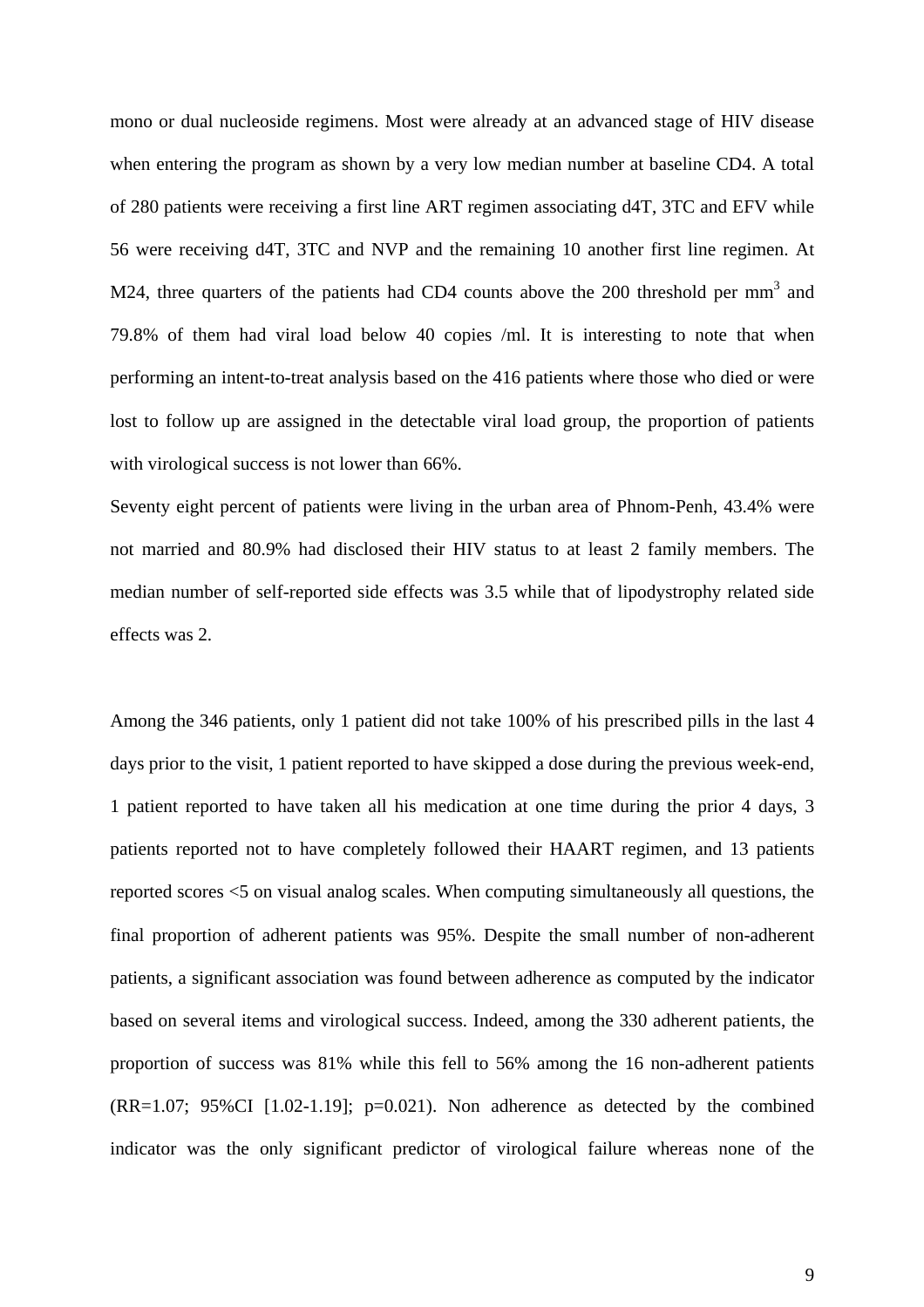mono or dual nucleoside regimens. Most were already at an advanced stage of HIV disease when entering the program as shown by a very low median number at baseline CD4. A total of 280 patients were receiving a first line ART regimen associating d4T, 3TC and EFV while 56 were receiving d4T, 3TC and NVP and the remaining 10 another first line regimen. At M24, three quarters of the patients had CD4 counts above the 200 threshold per $mm^3$ and 79.8% of them had viral load below 40 copies /ml. It is interesting to note that when performing an intent-to-treat analysis based on the 416 patients where those who died or were lost to follow up are assigned in the detectable viral load group, the proportion of patients with virological success is not lower than 66%.

Seventy eight percent of patients were living in the urban area of Phnom-Penh, 43.4% were not married and 80.9% had disclosed their HIV status to at least 2 family members. The median number of self-reported side effects was 3.5 while that of lipodystrophy related side effects was 2.

Among the 346 patients, only 1 patient did not take 100% of his prescribed pills in the last 4 days prior to the visit, 1 patient reported to have skipped a dose during the previous week-end, 1 patient reported to have taken all his medication at one time during the prior 4 days, 3 patients reported not to have completely followed their HAART regimen, and 13 patients reported scores <5 on visual analog scales. When computing simultaneously all questions, the final proportion of adherent patients was 95%. Despite the small number of non-adherent patients, a significant association was found between adherence as computed by the indicator based on several items and virological success. Indeed, among the 330 adherent patients, the proportion of success was 81% while this fell to 56% among the 16 non-adherent patients (RR=1.07; 95%CI [1.02-1.19]; p=0.021). Non adherence as detected by the combined indicator was the only significant predictor of virological failure whereas none of the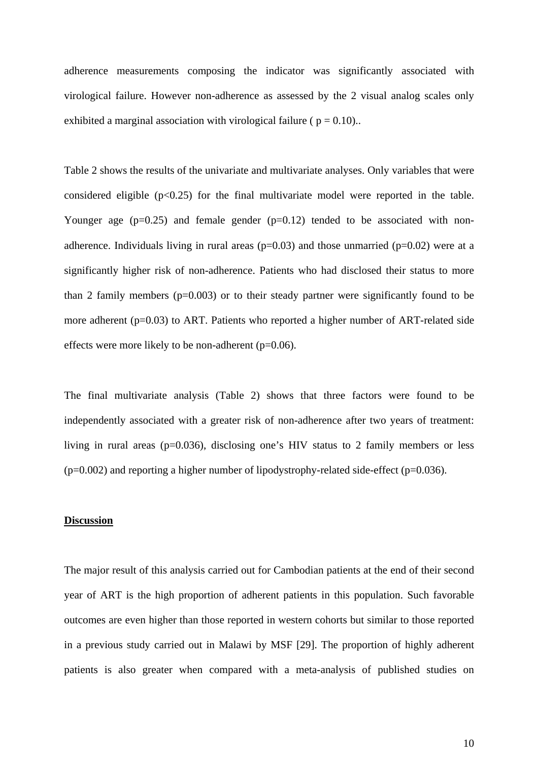adherence measurements composing the indicator was significantly associated with virological failure. However non-adherence as assessed by the 2 visual analog scales only exhibited a marginal association with virological failure ( $p = 0.10$)..

Table 2 shows the results of the univariate and multivariate analyses. Only variables that were considered eligible ($p<0.25$) for the final multivariate model were reported in the table. Younger age ($p=0.25$) and female gender ($p=0.12$) tended to be associated with non-adherence. Individuals living in rural areas ($p=0.03$) and those unmarried ($p=0.02$) were at a significantly higher risk of non-adherence. Patients who had disclosed their status to more than 2 family members ($p=0.003$) or to their steady partner were significantly found to be more adherent ($p=0.03$) to ART. Patients who reported a higher number of ART-related side effects were more likely to be non-adherent ($p=0.06$).

The final multivariate analysis (Table 2) shows that three factors were found to be independently associated with a greater risk of non-adherence after two years of treatment: living in rural areas ($p=0.036$), disclosing one's HIV status to 2 family members or less ($p=0.002$) and reporting a higher number of lipodystrophy-related side-effect ($p=0.036$).

## Discussion

The major result of this analysis carried out for Cambodian patients at the end of their second year of ART is the high proportion of adherent patients in this population. Such favorable outcomes are even higher than those reported in western cohorts but similar to those reported in a previous study carried out in Malawi by MSF [29]. The proportion of highly adherent patients is also greater when compared with a meta-analysis of published studies on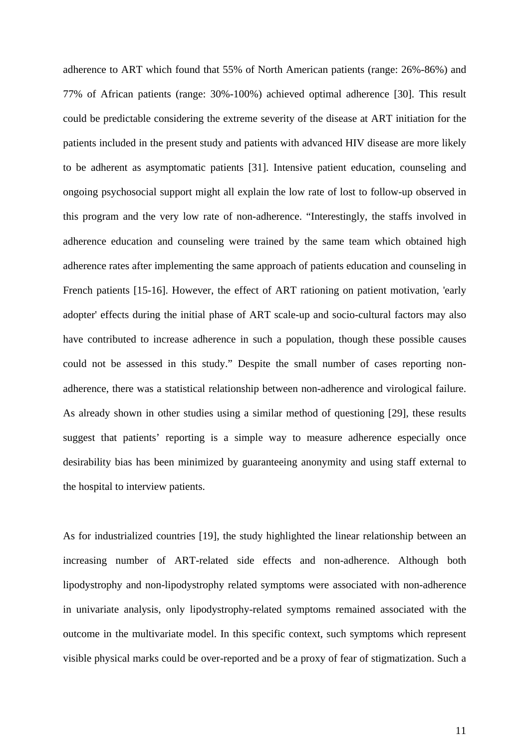adherence to ART which found that 55% of North American patients (range: 26%-86%) and 77% of African patients (range: 30%-100%) achieved optimal adherence [30]. This result could be predictable considering the extreme severity of the disease at ART initiation for the patients included in the present study and patients with advanced HIV disease are more likely to be adherent as asymptomatic patients [31]. Intensive patient education, counseling and ongoing psychosocial support might all explain the low rate of lost to follow-up observed in this program and the very low rate of non-adherence. "Interestingly, the staffs involved in adherence education and counseling were trained by the same team which obtained high adherence rates after implementing the same approach of patients education and counseling in French patients [15-16]. However, the effect of ART rationing on patient motivation, 'early adopter' effects during the initial phase of ART scale-up and socio-cultural factors may also have contributed to increase adherence in such a population, though these possible causes could not be assessed in this study." Despite the small number of cases reporting non-adherence, there was a statistical relationship between non-adherence and virological failure. As already shown in other studies using a similar method of questioning [29], these results suggest that patients' reporting is a simple way to measure adherence especially once desirability bias has been minimized by guaranteeing anonymity and using staff external to the hospital to interview patients.

As for industrialized countries [19], the study highlighted the linear relationship between an increasing number of ART-related side effects and non-adherence. Although both lipodystrophy and non-lipodystrophy related symptoms were associated with non-adherence in univariate analysis, only lipodystrophy-related symptoms remained associated with the outcome in the multivariate model. In this specific context, such symptoms which represent visible physical marks could be over-reported and be a proxy of fear of stigmatization. Such a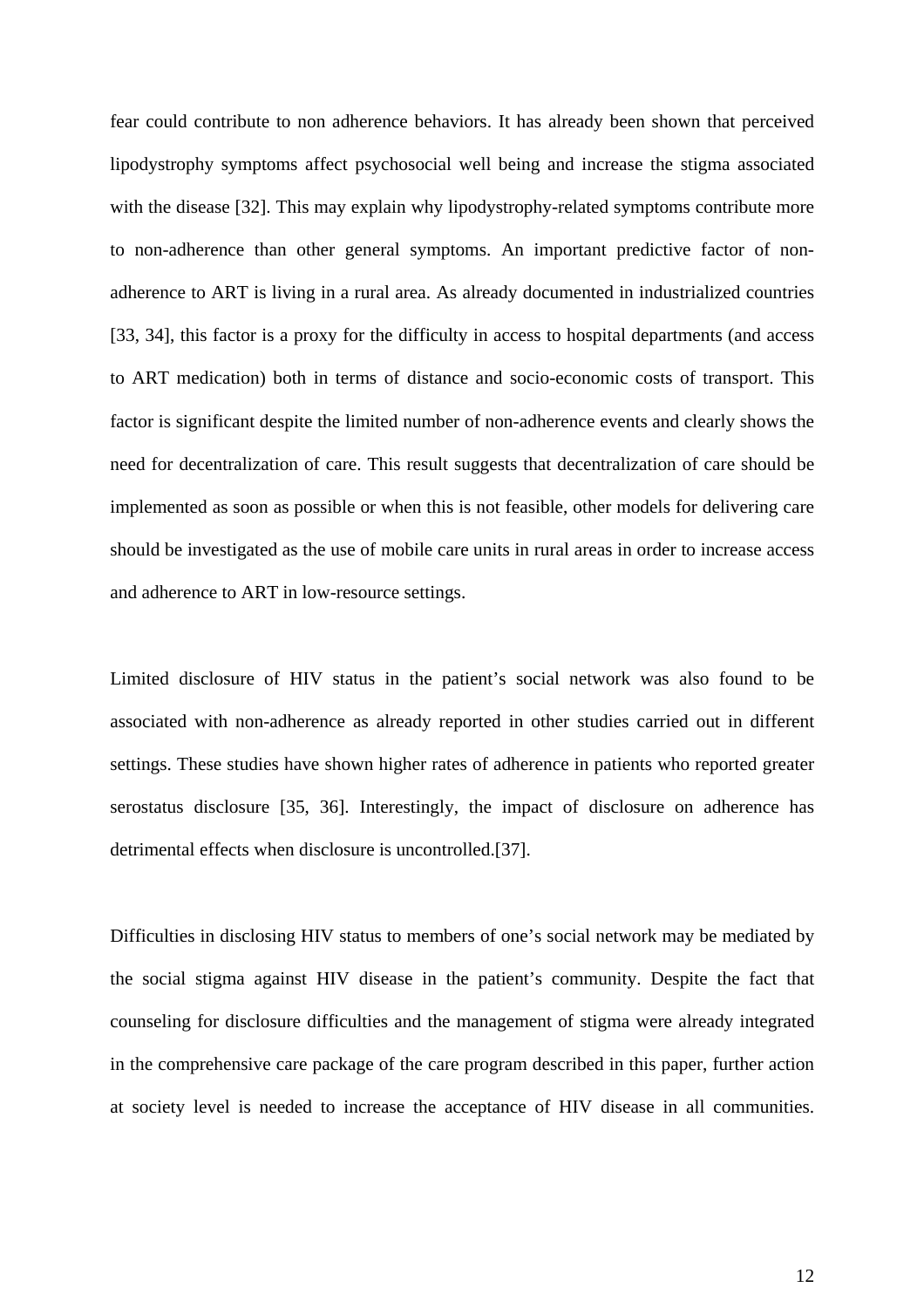fear could contribute to non adherence behaviors. It has already been shown that perceived lipodystrophy symptoms affect psychosocial well being and increase the stigma associated with the disease [32]. This may explain why lipodystrophy-related symptoms contribute more to non-adherence than other general symptoms. An important predictive factor of non-adherence to ART is living in a rural area. As already documented in industrialized countries [33, 34], this factor is a proxy for the difficulty in access to hospital departments (and access to ART medication) both in terms of distance and socio-economic costs of transport. This factor is significant despite the limited number of non-adherence events and clearly shows the need for decentralization of care. This result suggests that decentralization of care should be implemented as soon as possible or when this is not feasible, other models for delivering care should be investigated as the use of mobile care units in rural areas in order to increase access and adherence to ART in low-resource settings.

Limited disclosure of HIV status in the patient's social network was also found to be associated with non-adherence as already reported in other studies carried out in different settings. These studies have shown higher rates of adherence in patients who reported greater serostatus disclosure [35, 36]. Interestingly, the impact of disclosure on adherence has detrimental effects when disclosure is uncontrolled.[37].

Difficulties in disclosing HIV status to members of one's social network may be mediated by the social stigma against HIV disease in the patient's community. Despite the fact that counseling for disclosure difficulties and the management of stigma were already integrated in the comprehensive care package of the care program described in this paper, further action at society level is needed to increase the acceptance of HIV disease in all communities.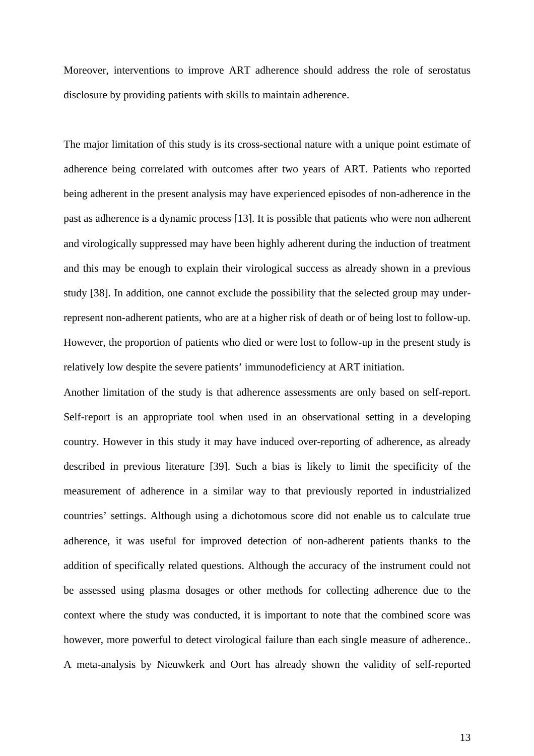Moreover, interventions to improve ART adherence should address the role of serostatus disclosure by providing patients with skills to maintain adherence.

The major limitation of this study is its cross-sectional nature with a unique point estimate of adherence being correlated with outcomes after two years of ART. Patients who reported being adherent in the present analysis may have experienced episodes of non-adherence in the past as adherence is a dynamic process [13]. It is possible that patients who were non adherent and virologically suppressed may have been highly adherent during the induction of treatment and this may be enough to explain their virological success as already shown in a previous study [38]. In addition, one cannot exclude the possibility that the selected group may under-represent non-adherent patients, who are at a higher risk of death or of being lost to follow-up. However, the proportion of patients who died or were lost to follow-up in the present study is relatively low despite the severe patients' immunodeficiency at ART initiation.

Another limitation of the study is that adherence assessments are only based on self-report. Self-report is an appropriate tool when used in an observational setting in a developing country. However in this study it may have induced over-reporting of adherence, as already described in previous literature [39]. Such a bias is likely to limit the specificity of the measurement of adherence in a similar way to that previously reported in industrialized countries' settings. Although using a dichotomous score did not enable us to calculate true adherence, it was useful for improved detection of non-adherent patients thanks to the addition of specifically related questions. Although the accuracy of the instrument could not be assessed using plasma dosages or other methods for collecting adherence due to the context where the study was conducted, it is important to note that the combined score was however, more powerful to detect virological failure than each single measure of adherence.. A meta-analysis by Nieuwkerk and Oort has already shown the validity of self-reported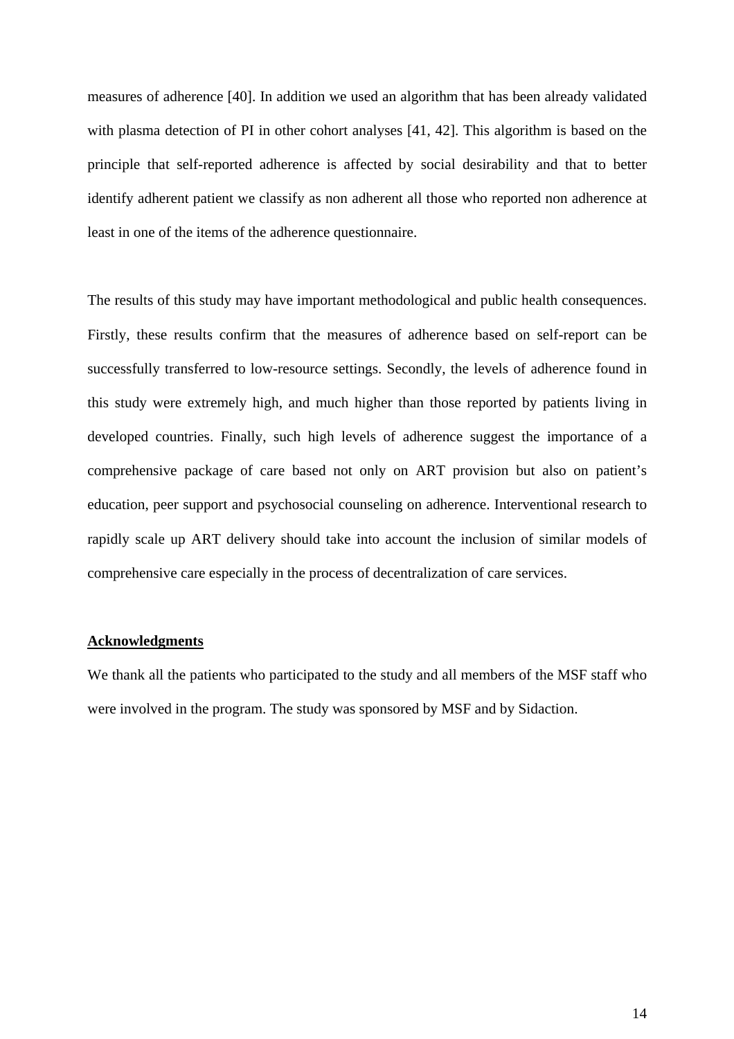measures of adherence [40]. In addition we used an algorithm that has been already validated with plasma detection of PI in other cohort analyses [41, 42]. This algorithm is based on the principle that self-reported adherence is affected by social desirability and that to better identify adherent patient we classify as non adherent all those who reported non adherence at least in one of the items of the adherence questionnaire.

The results of this study may have important methodological and public health consequences. Firstly, these results confirm that the measures of adherence based on self-report can be successfully transferred to low-resource settings. Secondly, the levels of adherence found in this study were extremely high, and much higher than those reported by patients living in developed countries. Finally, such high levels of adherence suggest the importance of a comprehensive package of care based not only on ART provision but also on patient's education, peer support and psychosocial counseling on adherence. Interventional research to rapidly scale up ART delivery should take into account the inclusion of similar models of comprehensive care especially in the process of decentralization of care services.

**Acknowledgments**

We thank all the patients who participated to the study and all members of the MSF staff who were involved in the program. The study was sponsored by MSF and by Sidaction.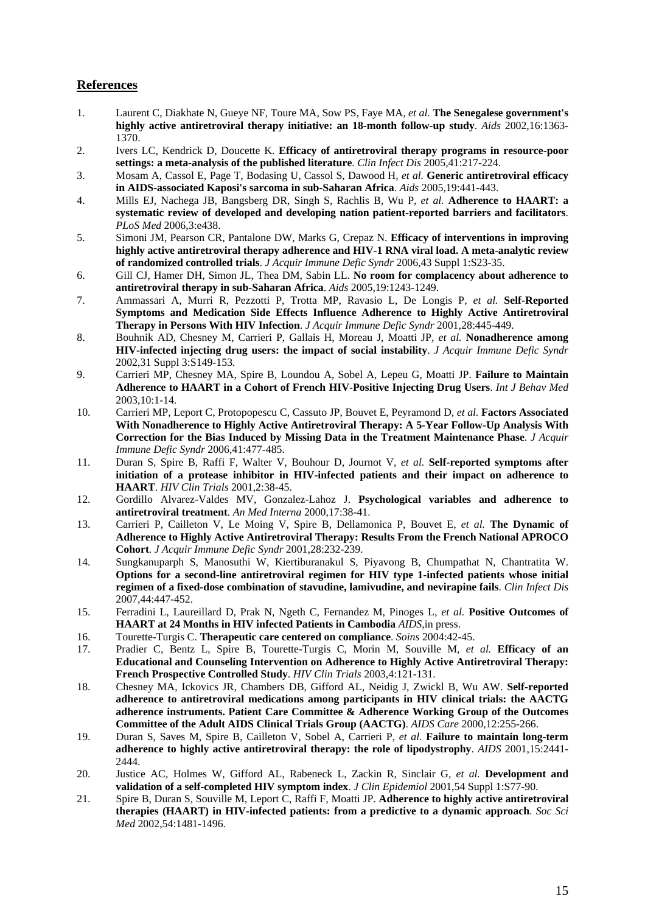## References

1. Laurent C, Diakhate N, Gueye NF, Toure MA, Sow PS, Faye MA, *et al.* **The Senegalese government's highly active antiretroviral therapy initiative: an 18-month follow-up study**. *Aids* 2002,16:1363-1370.
2. Ivers LC, Kendrick D, Doucette K. **Efficacy of antiretroviral therapy programs in resource-poor settings: a meta-analysis of the published literature**. *Clin Infect Dis* 2005,41:217-224.
3. Mosam A, Cassol E, Page T, Bodasing U, Cassol S, Dawood H, *et al.* **Generic antiretroviral efficacy in AIDS-associated Kaposi's sarcoma in sub-Saharan Africa**. *Aids* 2005,19:441-443.
4. Mills EJ, Nachega JB, Bangsberg DR, Singh S, Rachlis B, Wu P, *et al.* **Adherence to HAART: a systematic review of developed and developing nation patient-reported barriers and facilitators**. *PLoS Med* 2006,3:e438.
5. Simoni JM, Pearson CR, Pantalone DW, Marks G, Crepaz N. **Efficacy of interventions in improving highly active antiretroviral therapy adherence and HIV-1 RNA viral load. A meta-analytic review of randomized controlled trials**. *J Acquir Immune Defic Syndr* 2006,43 Suppl 1:S23-35.
6. Gill CJ, Hamer DH, Simon JL, Thea DM, Sabin LL. **No room for complacency about adherence to antiretroviral therapy in sub-Saharan Africa**. *Aids* 2005,19:1243-1249.
7. Ammassari A, Murri R, Pezzotti P, Trotta MP, Ravasio L, De Longis P, *et al.* **Self-Reported Symptoms and Medication Side Effects Influence Adherence to Highly Active Antiretroviral Therapy in Persons With HIV Infection**. *J Acquir Immune Defic Syndr* 2001,28:445-449.
8. Bouhnik AD, Chesney M, Carrieri P, Gallais H, Moreau J, Moatti JP, *et al.* **Nonadherence among HIV-infected injecting drug users: the impact of social instability**. *J Acquir Immune Defic Syndr* 2002,31 Suppl 3:S149-153.
9. Carrieri MP, Chesney MA, Spire B, Loundou A, Sobel A, Lepeu G, Moatti JP. **Failure to Maintain Adherence to HAART in a Cohort of French HIV-Positive Injecting Drug Users**. *Int J Behav Med* 2003,10:1-14.
10. Carrieri MP, Leport C, Protopopescu C, Cassuto JP, Bouvet E, Peyramond D, *et al.* **Factors Associated With Nonadherence to Highly Active Antiretroviral Therapy: A 5-Year Follow-Up Analysis With Correction for the Bias Induced by Missing Data in the Treatment Maintenance Phase**. *J Acquir Immune Defic Syndr* 2006,41:477-485.
11. Duran S, Spire B, Raffi F, Walter V, Bouhour D, Journot V, *et al.* **Self-reported symptoms after initiation of a protease inhibitor in HIV-infected patients and their impact on adherence to HAART**. *HIV Clin Trials* 2001,2:38-45.
12. Gordillo Alvarez-Valdes MV, Gonzalez-Lahoz J. **Psychological variables and adherence to antiretroviral treatment**. *An Med Interna* 2000,17:38-41.
13. Carrieri P, Cailleton V, Le Moing V, Spire B, Dellamonica P, Bouvet E, *et al.* **The Dynamic of Adherence to Highly Active Antiretroviral Therapy: Results From the French National APROCO Cohort**. *J Acquir Immune Defic Syndr* 2001,28:232-239.
14. Sungkanuparph S, Manosuthi W, Kiertiburanakul S, Piyavong B, Chumpathat N, Chantratita W. **Options for a second-line antiretroviral regimen for HIV type 1-infected patients whose initial regimen of a fixed-dose combination of stavudine, lamivudine, and nevirapine fails**. *Clin Infect Dis* 2007,44:447-452.
15. Ferradini L, Laureillard D, Prak N, Ngeth C, Fernandez M, Pinoges L, *et al.* **Positive Outcomes of HAART at 24 Months in HIV infected Patients in Cambodia** *AIDS*,in press.
16. Tourette-Turgis C. **Therapeutic care centered on compliance**. *Soins* 2004:42-45.
17. Pradier C, Bentz L, Spire B, Tourette-Turgis C, Morin M, Souville M, *et al.* **Efficacy of an Educational and Counseling Intervention on Adherence to Highly Active Antiretroviral Therapy: French Prospective Controlled Study**. *HIV Clin Trials* 2003,4:121-131.
18. Chesney MA, Ickovics JR, Chambers DB, Gifford AL, Neidig J, Zwickl B, Wu AW. **Self-reported adherence to antiretroviral medications among participants in HIV clinical trials: the AACTG adherence instruments. Patient Care Committee & Adherence Working Group of the Outcomes Committee of the Adult AIDS Clinical Trials Group (AACTG)**. *AIDS Care* 2000,12:255-266.
19. Duran S, Saves M, Spire B, Cailleton V, Sobel A, Carrieri P, *et al.* **Failure to maintain long-term adherence to highly active antiretroviral therapy: the role of lipodystrophy**. *AIDS* 2001,15:2441-2444.
20. Justice AC, Holmes W, Gifford AL, Rabeneck L, Zackin R, Sinclair G, *et al.* **Development and validation of a self-completed HIV symptom index**. *J Clin Epidemiol* 2001,54 Suppl 1:S77-90.
21. Spire B, Duran S, Souville M, Leport C, Raffi F, Moatti JP. **Adherence to highly active antiretroviral therapies (HAART) in HIV-infected patients: from a predictive to a dynamic approach**. *Soc Sci Med* 2002,54:1481-1496.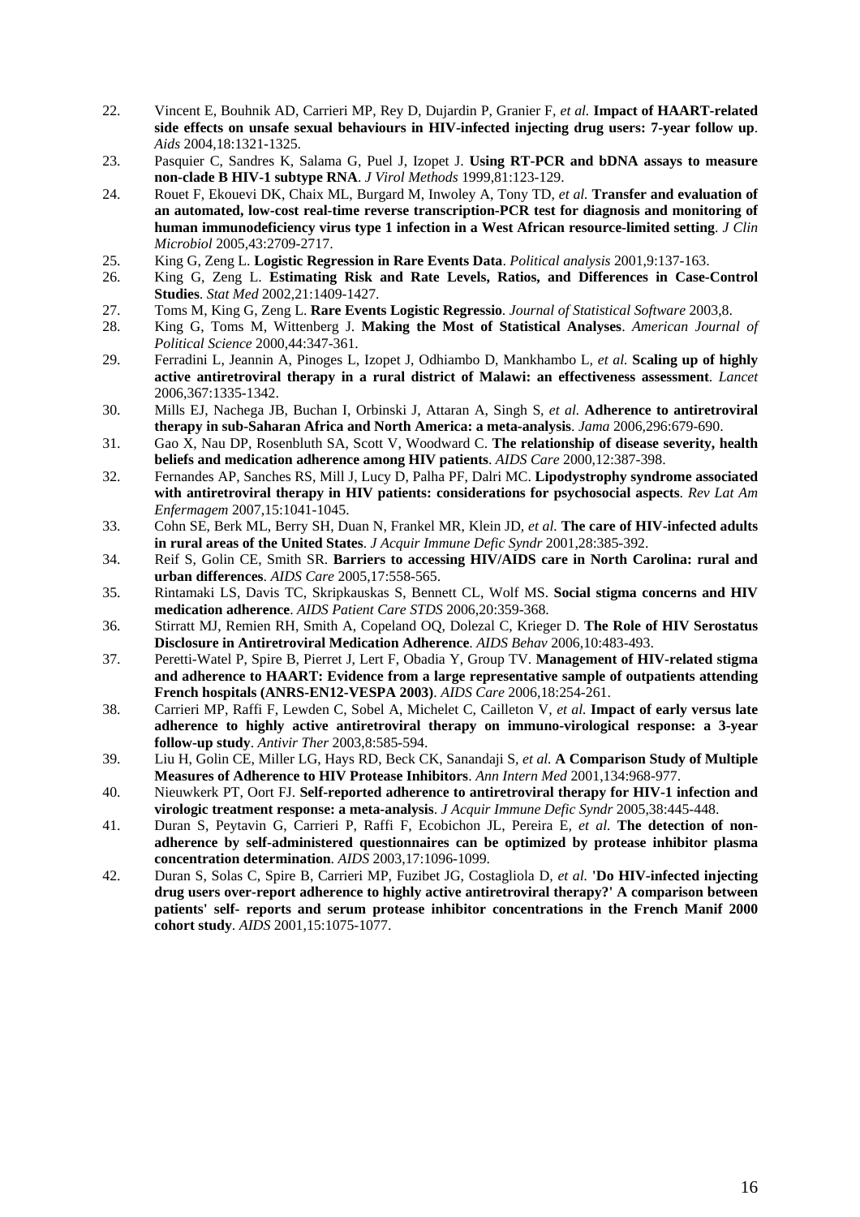22. Vincent E, Bouhnik AD, Carrieri MP, Rey D, Dujardin P, Granier F, *et al.* **Impact of HAART-related side effects on unsafe sexual behaviours in HIV-infected injecting drug users: 7-year follow up**. *Aids* 2004,18:1321-1325.
23. Pasquier C, Sandres K, Salama G, Puel J, Izopet J. **Using RT-PCR and bDNA assays to measure non-clade B HIV-1 subtype RNA**. *J Virol Methods* 1999,81:123-129.
24. Rouet F, Ekouevi DK, Chaix ML, Burgard M, Inwoley A, Tony TD, *et al.* **Transfer and evaluation of an automated, low-cost real-time reverse transcription-PCR test for diagnosis and monitoring of human immunodeficiency virus type 1 infection in a West African resource-limited setting**. *J Clin Microbiol* 2005,43:2709-2717.
25. King G, Zeng L. **Logistic Regression in Rare Events Data**. *Political analysis* 2001,9:137-163.
26. King G, Zeng L. **Estimating Risk and Rate Levels, Ratios, and Differences in Case-Control Studies**. *Stat Med* 2002,21:1409-1427.
27. Toms M, King G, Zeng L. **Rare Events Logistic Regressio**. *Journal of Statistical Software* 2003,8.
28. King G, Toms M, Wittenberg J. **Making the Most of Statistical Analyses**. *American Journal of Political Science* 2000,44:347-361.
29. Ferradini L, Jeannin A, Pinoges L, Izopet J, Odhiambo D, Mankhambo L, *et al.* **Scaling up of highly active antiretroviral therapy in a rural district of Malawi: an effectiveness assessment**. *Lancet* 2006,367:1335-1342.
30. Mills EJ, Nachega JB, Buchan I, Orbinski J, Attaran A, Singh S, *et al.* **Adherence to antiretroviral therapy in sub-Saharan Africa and North America: a meta-analysis**. *Jama* 2006,296:679-690.
31. Gao X, Nau DP, Rosenbluth SA, Scott V, Woodward C. **The relationship of disease severity, health beliefs and medication adherence among HIV patients**. *AIDS Care* 2000,12:387-398.
32. Fernandes AP, Sanches RS, Mill J, Lucy D, Palha PF, Dalri MC. **Lipodystrophy syndrome associated with antiretroviral therapy in HIV patients: considerations for psychosocial aspects**. *Rev Lat Am Enfermagem* 2007,15:1041-1045.
33. Cohn SE, Berk ML, Berry SH, Duan N, Frankel MR, Klein JD, *et al.* **The care of HIV-infected adults in rural areas of the United States**. *J Acquir Immune Defic Syndr* 2001,28:385-392.
34. Reif S, Golin CE, Smith SR. **Barriers to accessing HIV/AIDS care in North Carolina: rural and urban differences**. *AIDS Care* 2005,17:558-565.
35. Rintamaki LS, Davis TC, Skripkauskas S, Bennett CL, Wolf MS. **Social stigma concerns and HIV medication adherence**. *AIDS Patient Care STDS* 2006,20:359-368.
36. Stirratt MJ, Remien RH, Smith A, Copeland OQ, Dolezal C, Krieger D. **The Role of HIV Serostatus Disclosure in Antiretroviral Medication Adherence**. *AIDS Behav* 2006,10:483-493.
37. Peretti-Watel P, Spire B, Pierret J, Lert F, Obadia Y, Group TV. **Management of HIV-related stigma and adherence to HAART: Evidence from a large representative sample of outpatients attending French hospitals (ANRS-EN12-VESPA 2003)**. *AIDS Care* 2006,18:254-261.
38. Carrieri MP, Raffi F, Lewden C, Sobel A, Michelet C, Cailleton V, *et al.* **Impact of early versus late adherence to highly active antiretroviral therapy on immuno-virological response: a 3-year follow-up study**. *Antivir Ther* 2003,8:585-594.
39. Liu H, Golin CE, Miller LG, Hays RD, Beck CK, Sanandaji S, *et al.* **A Comparison Study of Multiple Measures of Adherence to HIV Protease Inhibitors**. *Ann Intern Med* 2001,134:968-977.
40. Nieuwkerk PT, Oort FJ. **Self-reported adherence to antiretroviral therapy for HIV-1 infection and virologic treatment response: a meta-analysis**. *J Acquir Immune Defic Syndr* 2005,38:445-448.
41. Duran S, Peytavin G, Carrieri P, Raffi F, Ecobichon JL, Pereira E, *et al.* **The detection of non-adherence by self-administered questionnaires can be optimized by protease inhibitor plasma concentration determination**. *AIDS* 2003,17:1096-1099.
42. Duran S, Solas C, Spire B, Carrieri MP, Fuzibet JG, Costagliola D, *et al.* **'Do HIV-infected injecting drug users over-report adherence to highly active antiretroviral therapy?' A comparison between patients' self- reports and serum protease inhibitor concentrations in the French Manif 2000 cohort study**. *AIDS* 2001,15:1075-1077.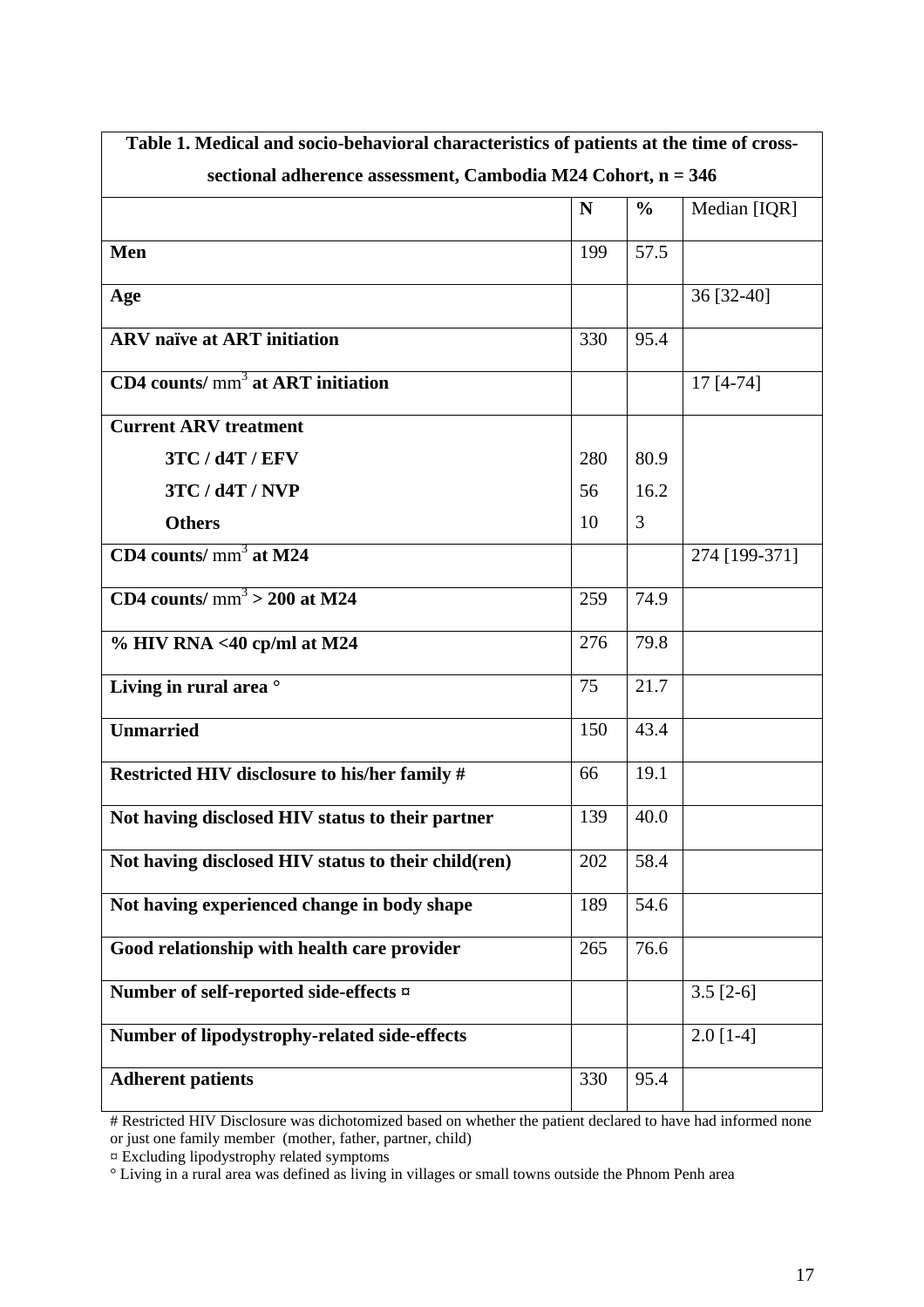| Table 1. Medical and socio-behavioral characteristics of patients at the time of cross-sectional adherence assessment, Cambodia M24 Cohort, n = 346 | | | |
|---|---|---|---|
| | **N** | **%** | Median [IQR] |
| **Men** | 199 | 57.5 | |
| **Age** | | | 36 [32-40] |
| **ARV naïve at ART initiation** | 330 | 95.4 | |
| **CD4 counts/** $mm^3$ **at ART initiation** | | | 17 [4-74] |
| **Current ARV treatment** | | | |
| **3TC / d4T / EFV** | 280 | 80.9 | |
| **3TC / d4T / NVP** | 56 | 16.2 | |
| **Others** | 10 | 3 | |
| **CD4 counts/** $mm^3$ **at M24** | | | 274 [199-371] |
| **CD4 counts/** $mm^3$ **> 200 at M24** | 259 | 74.9 | |
| **% HIV RNA <40 cp/ml at M24** | 276 | 79.8 | |
| **Living in rural area °** | 75 | 21.7 | |
| **Unmarried** | 150 | 43.4 | |
| **Restricted HIV disclosure to his/her family #** | 66 | 19.1 | |
| **Not having disclosed HIV status to their partner** | 139 | 40.0 | |
| **Not having disclosed HIV status to their child(ren)** | 202 | 58.4 | |
| **Not having experienced change in body shape** | 189 | 54.6 | |
| **Good relationship with health care provider** | 265 | 76.6 | |
| **Number of self-reported side-effects ¤** | | | 3.5 [2-6] |
| **Number of lipodystrophy-related side-effects** | | | 2.0 [1-4] |
| **Adherent patients** | 330 | 95.4 | |

# Restricted HIV Disclosure was dichotomized based on whether the patient declared to have had informed none or just one family member (mother, father, partner, child)

¤ Excluding lipodystrophy related symptoms

° Living in a rural area was defined as living in villages or small towns outside the Phnom Penh area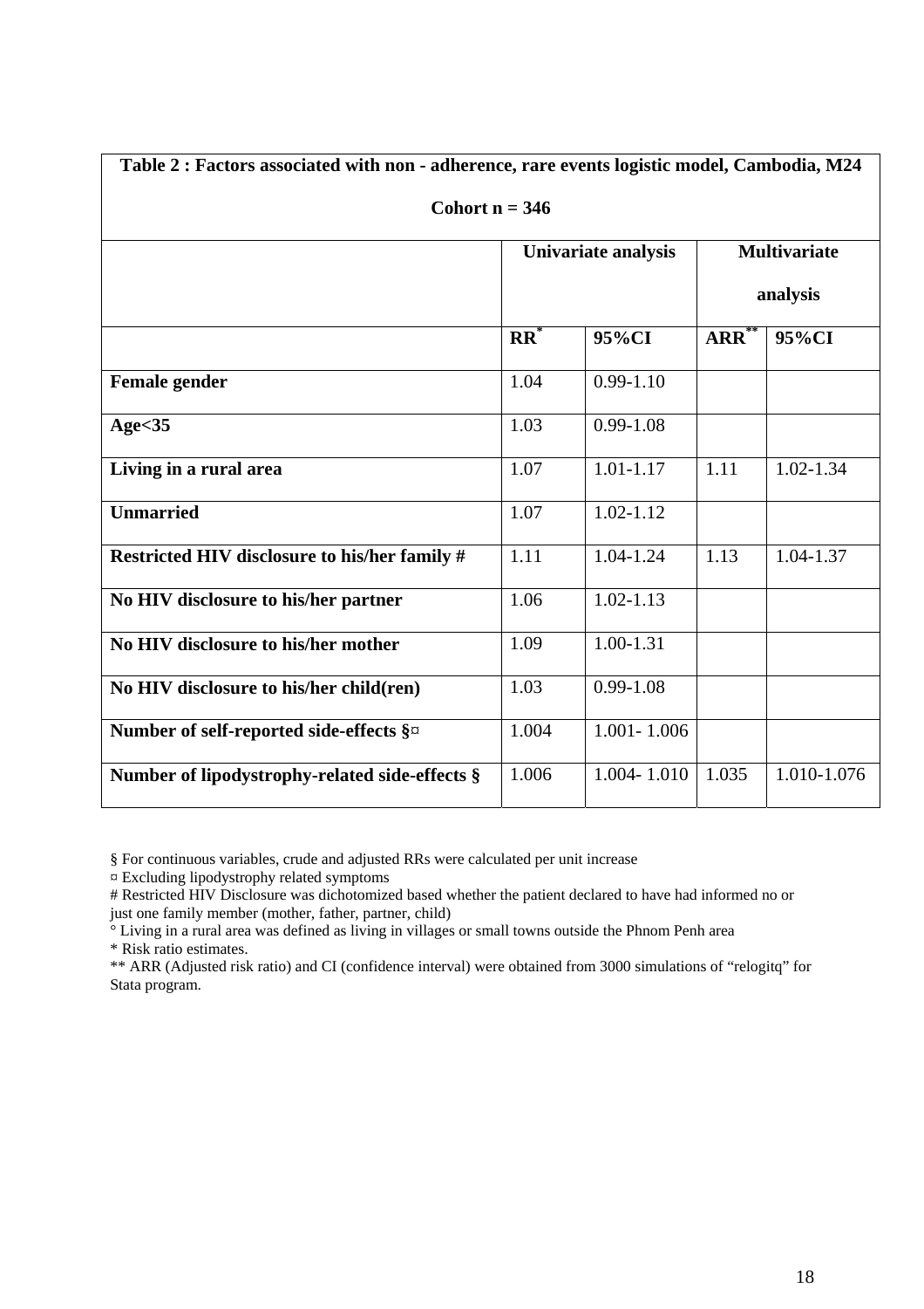| Table 2 : Factors associated with non - adherence, rare events logistic model, Cambodia, M24 Cohort n = 346 | | | | |
|---|---|---|---|---|
| | Univariate analysis | | Multivariate analysis | |
| | RR* | 95%CI | ARR** | 95%CI |
| **Female gender** | 1.04 | 0.99-1.10 | | |
| **Age<35** | 1.03 | 0.99-1.08 | | |
| **Living in a rural area** | 1.07 | 1.01-1.17 | 1.11 | 1.02-1.34 |
| **Unmarried** | 1.07 | 1.02-1.12 | | |
| **Restricted HIV disclosure to his/her family #** | 1.11 | 1.04-1.24 | 1.13 | 1.04-1.37 |
| **No HIV disclosure to his/her partner** | 1.06 | 1.02-1.13 | | |
| **No HIV disclosure to his/her mother** | 1.09 | 1.00-1.31 | | |
| **No HIV disclosure to his/her child(ren)** | 1.03 | 0.99-1.08 | | |
| **Number of self-reported side-effects §¤** | 1.004 | 1.001- 1.006 | | |
| **Number of lipodystrophy-related side-effects §** | 1.006 | 1.004- 1.010 | 1.035 | 1.010-1.076 |

§ For continuous variables, crude and adjusted RRs were calculated per unit increase
¤ Excluding lipodystrophy related symptoms
# Restricted HIV Disclosure was dichotomized based whether the patient declared to have had informed no or just one family member (mother, father, partner, child)
° Living in a rural area was defined as living in villages or small towns outside the Phnom Penh area
* Risk ratio estimates.
** ARR (Adjusted risk ratio) and CI (confidence interval) were obtained from 3000 simulations of "relogitq" for Stata program.